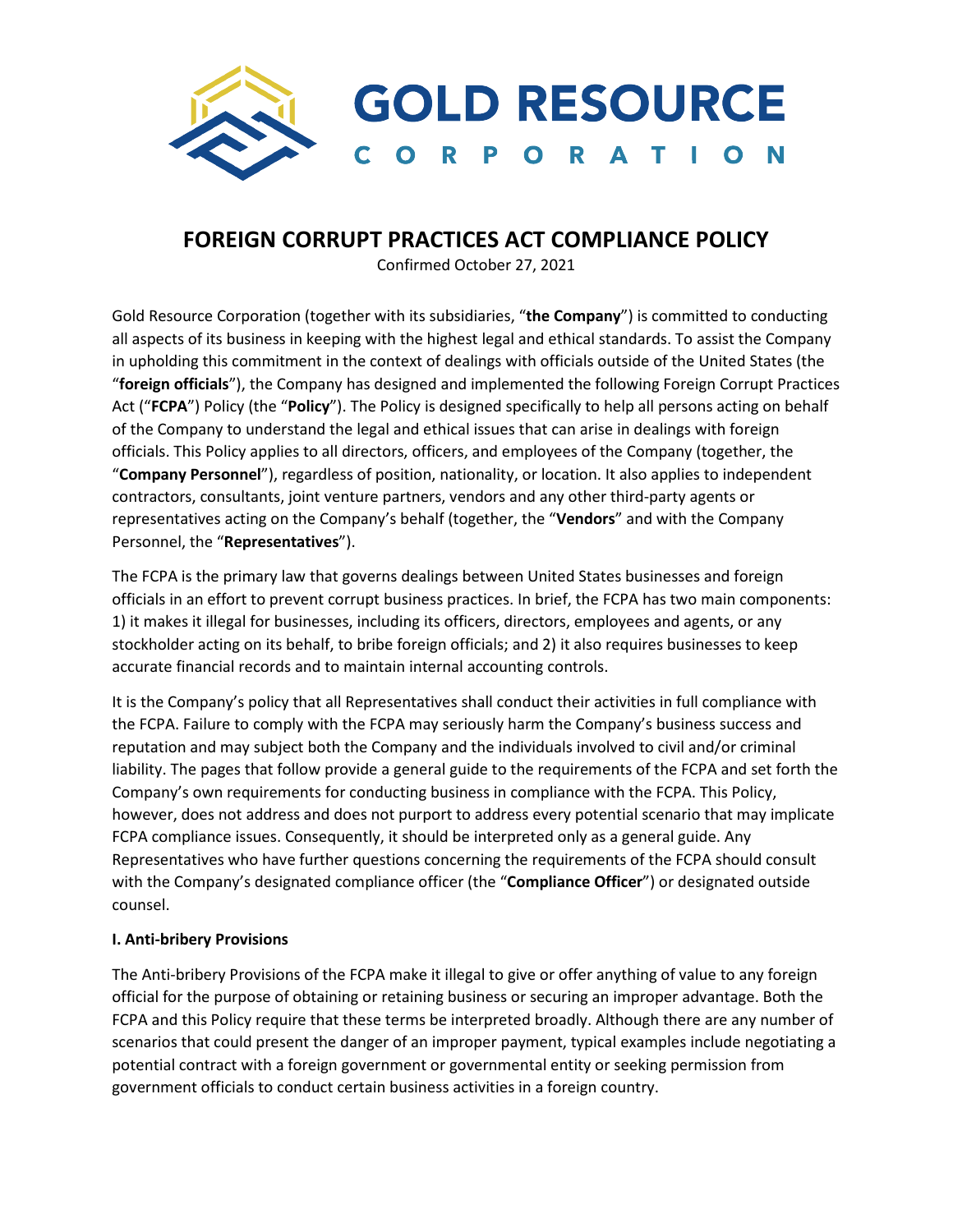GOLD RESOURCE CORPORATION

# FOREIGN CORRUPT PRACTICES ACT COMPLIANCE POLICY

Confirmed October 27, 2021

Gold Resource Corporation (together with its subsidiaries, "**the Company**") is committed to conducting all aspects of its business in keeping with the highest legal and ethical standards. To assist the Company in upholding this commitment in the context of dealings with officials outside of the United States (the "**foreign officials**"), the Company has designed and implemented the following Foreign Corrupt Practices Act ("**FCPA**") Policy (the "**Policy**"). The Policy is designed specifically to help all persons acting on behalf of the Company to understand the legal and ethical issues that can arise in dealings with foreign officials. This Policy applies to all directors, officers, and employees of the Company (together, the "**Company Personnel**"), regardless of position, nationality, or location. It also applies to independent contractors, consultants, joint venture partners, vendors and any other third-party agents or representatives acting on the Company's behalf (together, the "**Vendors**" and with the Company Personnel, the "**Representatives**").

The FCPA is the primary law that governs dealings between United States businesses and foreign officials in an effort to prevent corrupt business practices. In brief, the FCPA has two main components: 1) it makes it illegal for businesses, including its officers, directors, employees and agents, or any stockholder acting on its behalf, to bribe foreign officials; and 2) it also requires businesses to keep accurate financial records and to maintain internal accounting controls.

It is the Company's policy that all Representatives shall conduct their activities in full compliance with the FCPA. Failure to comply with the FCPA may seriously harm the Company's business success and reputation and may subject both the Company and the individuals involved to civil and/or criminal liability. The pages that follow provide a general guide to the requirements of the FCPA and set forth the Company's own requirements for conducting business in compliance with the FCPA. This Policy, however, does not address and does not purport to address every potential scenario that may implicate FCPA compliance issues. Consequently, it should be interpreted only as a general guide. Any Representatives who have further questions concerning the requirements of the FCPA should consult with the Company's designated compliance officer (the "**Compliance Officer**") or designated outside counsel.

**I. Anti-bribery Provisions**

The Anti-bribery Provisions of the FCPA make it illegal to give or offer anything of value to any foreign official for the purpose of obtaining or retaining business or securing an improper advantage. Both the FCPA and this Policy require that these terms be interpreted broadly. Although there are any number of scenarios that could present the danger of an improper payment, typical examples include negotiating a potential contract with a foreign government or governmental entity or seeking permission from government officials to conduct certain business activities in a foreign country.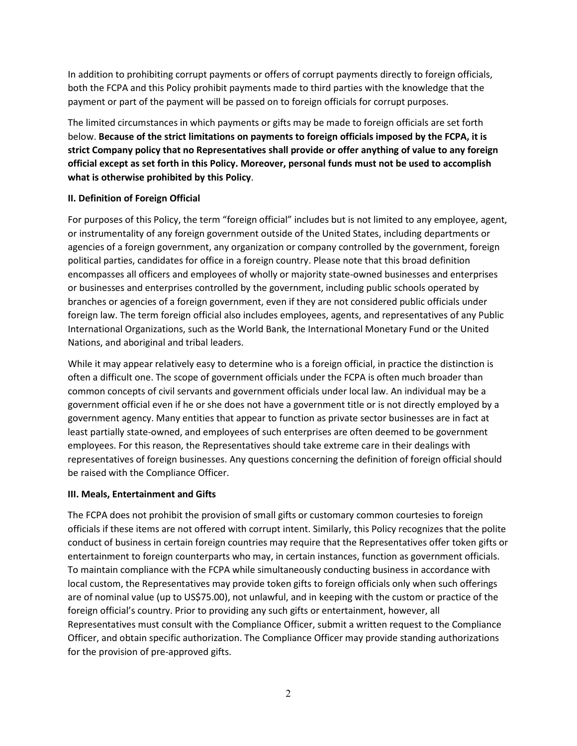In addition to prohibiting corrupt payments or offers of corrupt payments directly to foreign officials, both the FCPA and this Policy prohibit payments made to third parties with the knowledge that the payment or part of the payment will be passed on to foreign officials for corrupt purposes.

The limited circumstances in which payments or gifts may be made to foreign officials are set forth below. **Because of the strict limitations on payments to foreign officials imposed by the FCPA, it is strict Company policy that no Representatives shall provide or offer anything of value to any foreign official except as set forth in this Policy. Moreover, personal funds must not be used to accomplish what is otherwise prohibited by this Policy**.

### II. Definition of Foreign Official

For purposes of this Policy, the term "foreign official" includes but is not limited to any employee, agent, or instrumentality of any foreign government outside of the United States, including departments or agencies of a foreign government, any organization or company controlled by the government, foreign political parties, candidates for office in a foreign country. Please note that this broad definition encompasses all officers and employees of wholly or majority state-owned businesses and enterprises or businesses and enterprises controlled by the government, including public schools operated by branches or agencies of a foreign government, even if they are not considered public officials under foreign law. The term foreign official also includes employees, agents, and representatives of any Public International Organizations, such as the World Bank, the International Monetary Fund or the United Nations, and aboriginal and tribal leaders.

While it may appear relatively easy to determine who is a foreign official, in practice the distinction is often a difficult one. The scope of government officials under the FCPA is often much broader than common concepts of civil servants and government officials under local law. An individual may be a government official even if he or she does not have a government title or is not directly employed by a government agency. Many entities that appear to function as private sector businesses are in fact at least partially state-owned, and employees of such enterprises are often deemed to be government employees. For this reason, the Representatives should take extreme care in their dealings with representatives of foreign businesses. Any questions concerning the definition of foreign official should be raised with the Compliance Officer.

### III. Meals, Entertainment and Gifts

The FCPA does not prohibit the provision of small gifts or customary common courtesies to foreign officials if these items are not offered with corrupt intent. Similarly, this Policy recognizes that the polite conduct of business in certain foreign countries may require that the Representatives offer token gifts or entertainment to foreign counterparts who may, in certain instances, function as government officials. To maintain compliance with the FCPA while simultaneously conducting business in accordance with local custom, the Representatives may provide token gifts to foreign officials only when such offerings are of nominal value (up to US$75.00), not unlawful, and in keeping with the custom or practice of the foreign official's country. Prior to providing any such gifts or entertainment, however, all Representatives must consult with the Compliance Officer, submit a written request to the Compliance Officer, and obtain specific authorization. The Compliance Officer may provide standing authorizations for the provision of pre-approved gifts.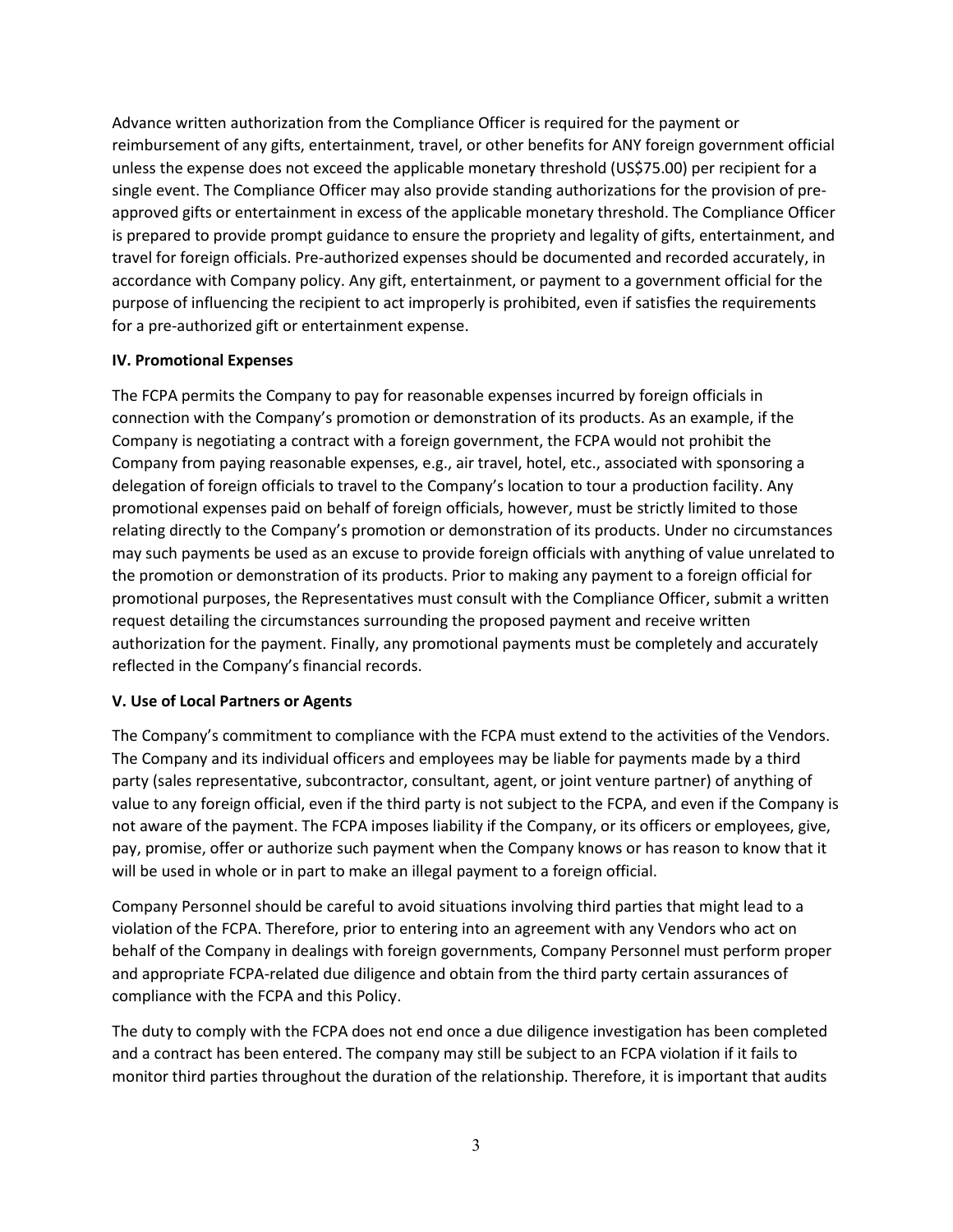Advance written authorization from the Compliance Officer is required for the payment or reimbursement of any gifts, entertainment, travel, or other benefits for ANY foreign government official unless the expense does not exceed the applicable monetary threshold (US$75.00) per recipient for a single event. The Compliance Officer may also provide standing authorizations for the provision of pre-approved gifts or entertainment in excess of the applicable monetary threshold. The Compliance Officer is prepared to provide prompt guidance to ensure the propriety and legality of gifts, entertainment, and travel for foreign officials. Pre-authorized expenses should be documented and recorded accurately, in accordance with Company policy. Any gift, entertainment, or payment to a government official for the purpose of influencing the recipient to act improperly is prohibited, even if satisfies the requirements for a pre-authorized gift or entertainment expense.

### IV. Promotional Expenses

The FCPA permits the Company to pay for reasonable expenses incurred by foreign officials in connection with the Company's promotion or demonstration of its products. As an example, if the Company is negotiating a contract with a foreign government, the FCPA would not prohibit the Company from paying reasonable expenses, e.g., air travel, hotel, etc., associated with sponsoring a delegation of foreign officials to travel to the Company's location to tour a production facility. Any promotional expenses paid on behalf of foreign officials, however, must be strictly limited to those relating directly to the Company's promotion or demonstration of its products. Under no circumstances may such payments be used as an excuse to provide foreign officials with anything of value unrelated to the promotion or demonstration of its products. Prior to making any payment to a foreign official for promotional purposes, the Representatives must consult with the Compliance Officer, submit a written request detailing the circumstances surrounding the proposed payment and receive written authorization for the payment. Finally, any promotional payments must be completely and accurately reflected in the Company's financial records.

### V. Use of Local Partners or Agents

The Company's commitment to compliance with the FCPA must extend to the activities of the Vendors. The Company and its individual officers and employees may be liable for payments made by a third party (sales representative, subcontractor, consultant, agent, or joint venture partner) of anything of value to any foreign official, even if the third party is not subject to the FCPA, and even if the Company is not aware of the payment. The FCPA imposes liability if the Company, or its officers or employees, give, pay, promise, offer or authorize such payment when the Company knows or has reason to know that it will be used in whole or in part to make an illegal payment to a foreign official.

Company Personnel should be careful to avoid situations involving third parties that might lead to a violation of the FCPA. Therefore, prior to entering into an agreement with any Vendors who act on behalf of the Company in dealings with foreign governments, Company Personnel must perform proper and appropriate FCPA-related due diligence and obtain from the third party certain assurances of compliance with the FCPA and this Policy.

The duty to comply with the FCPA does not end once a due diligence investigation has been completed and a contract has been entered. The company may still be subject to an FCPA violation if it fails to monitor third parties throughout the duration of the relationship. Therefore, it is important that audits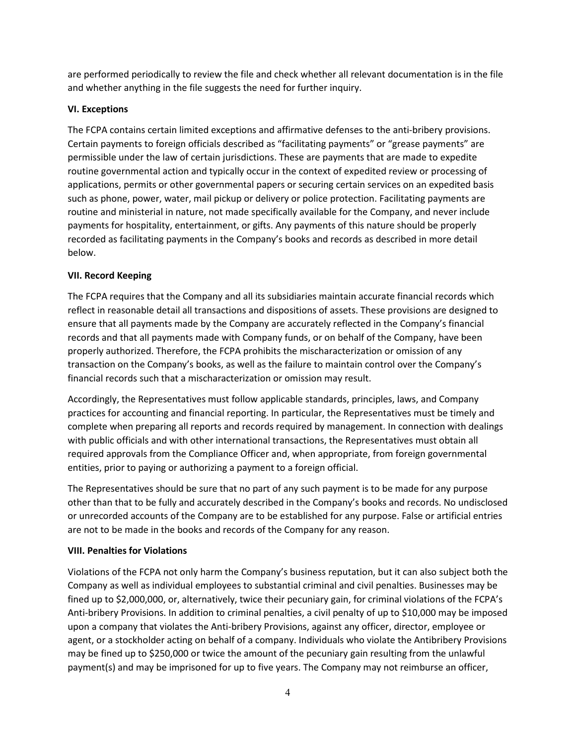are performed periodically to review the file and check whether all relevant documentation is in the file and whether anything in the file suggests the need for further inquiry.

**VI. Exceptions**

The FCPA contains certain limited exceptions and affirmative defenses to the anti-bribery provisions. Certain payments to foreign officials described as "facilitating payments" or "grease payments" are permissible under the law of certain jurisdictions. These are payments that are made to expedite routine governmental action and typically occur in the context of expedited review or processing of applications, permits or other governmental papers or securing certain services on an expedited basis such as phone, power, water, mail pickup or delivery or police protection. Facilitating payments are routine and ministerial in nature, not made specifically available for the Company, and never include payments for hospitality, entertainment, or gifts. Any payments of this nature should be properly recorded as facilitating payments in the Company's books and records as described in more detail below.

**VII. Record Keeping**

The FCPA requires that the Company and all its subsidiaries maintain accurate financial records which reflect in reasonable detail all transactions and dispositions of assets. These provisions are designed to ensure that all payments made by the Company are accurately reflected in the Company's financial records and that all payments made with Company funds, or on behalf of the Company, have been properly authorized. Therefore, the FCPA prohibits the mischaracterization or omission of any transaction on the Company's books, as well as the failure to maintain control over the Company's financial records such that a mischaracterization or omission may result.

Accordingly, the Representatives must follow applicable standards, principles, laws, and Company practices for accounting and financial reporting. In particular, the Representatives must be timely and complete when preparing all reports and records required by management. In connection with dealings with public officials and with other international transactions, the Representatives must obtain all required approvals from the Compliance Officer and, when appropriate, from foreign governmental entities, prior to paying or authorizing a payment to a foreign official.

The Representatives should be sure that no part of any such payment is to be made for any purpose other than that to be fully and accurately described in the Company's books and records. No undisclosed or unrecorded accounts of the Company are to be established for any purpose. False or artificial entries are not to be made in the books and records of the Company for any reason.

**VIII. Penalties for Violations**

Violations of the FCPA not only harm the Company's business reputation, but it can also subject both the Company as well as individual employees to substantial criminal and civil penalties. Businesses may be fined up to $2,000,000, or, alternatively, twice their pecuniary gain, for criminal violations of the FCPA's Anti-bribery Provisions. In addition to criminal penalties, a civil penalty of up to $10,000 may be imposed upon a company that violates the Anti-bribery Provisions, against any officer, director, employee or agent, or a stockholder acting on behalf of a company. Individuals who violate the Antibribery Provisions may be fined up to $250,000 or twice the amount of the pecuniary gain resulting from the unlawful payment(s) and may be imprisoned for up to five years. The Company may not reimburse an officer,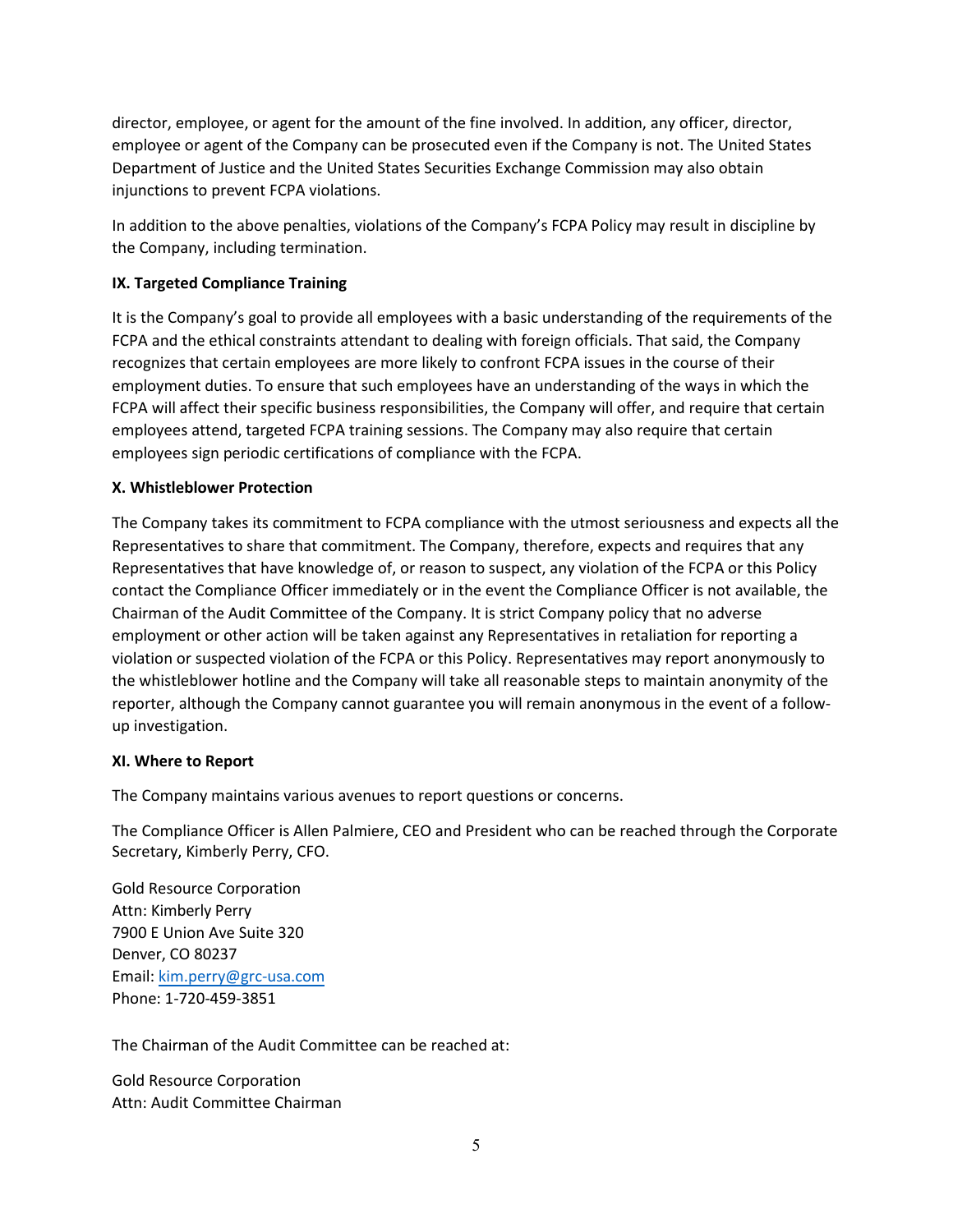director, employee, or agent for the amount of the fine involved. In addition, any officer, director, employee or agent of the Company can be prosecuted even if the Company is not. The United States Department of Justice and the United States Securities Exchange Commission may also obtain injunctions to prevent FCPA violations.

In addition to the above penalties, violations of the Company's FCPA Policy may result in discipline by the Company, including termination.

**IX. Targeted Compliance Training**

It is the Company's goal to provide all employees with a basic understanding of the requirements of the FCPA and the ethical constraints attendant to dealing with foreign officials. That said, the Company recognizes that certain employees are more likely to confront FCPA issues in the course of their employment duties. To ensure that such employees have an understanding of the ways in which the FCPA will affect their specific business responsibilities, the Company will offer, and require that certain employees attend, targeted FCPA training sessions. The Company may also require that certain employees sign periodic certifications of compliance with the FCPA.

**X. Whistleblower Protection**

The Company takes its commitment to FCPA compliance with the utmost seriousness and expects all the Representatives to share that commitment. The Company, therefore, expects and requires that any Representatives that have knowledge of, or reason to suspect, any violation of the FCPA or this Policy contact the Compliance Officer immediately or in the event the Compliance Officer is not available, the Chairman of the Audit Committee of the Company. It is strict Company policy that no adverse employment or other action will be taken against any Representatives in retaliation for reporting a violation or suspected violation of the FCPA or this Policy. Representatives may report anonymously to the whistleblower hotline and the Company will take all reasonable steps to maintain anonymity of the reporter, although the Company cannot guarantee you will remain anonymous in the event of a follow-up investigation.

**XI. Where to Report**

The Company maintains various avenues to report questions or concerns.

The Compliance Officer is Allen Palmiere, CEO and President who can be reached through the Corporate Secretary, Kimberly Perry, CFO.

Gold Resource Corporation
Attn: Kimberly Perry
7900 E Union Ave Suite 320
Denver, CO 80237
Email: kim.perry@grc-usa.com
Phone: 1-720-459-3851

The Chairman of the Audit Committee can be reached at:

Gold Resource Corporation
Attn: Audit Committee Chairman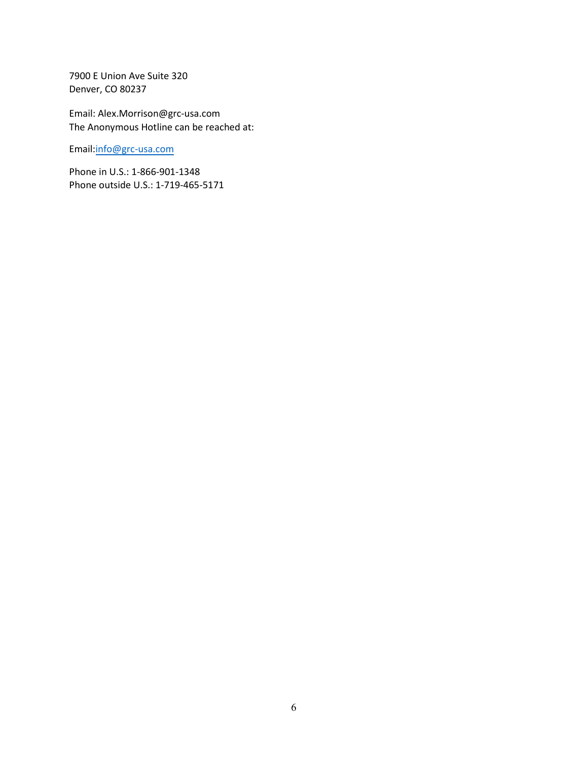7900 E Union Ave Suite 320
Denver, CO 80237

Email: Alex.Morrison@grc-usa.com
The Anonymous Hotline can be reached at:

Email:info@grc-usa.com

Phone in U.S.: 1-866-901-1348
Phone outside U.S.: 1-719-465-5171